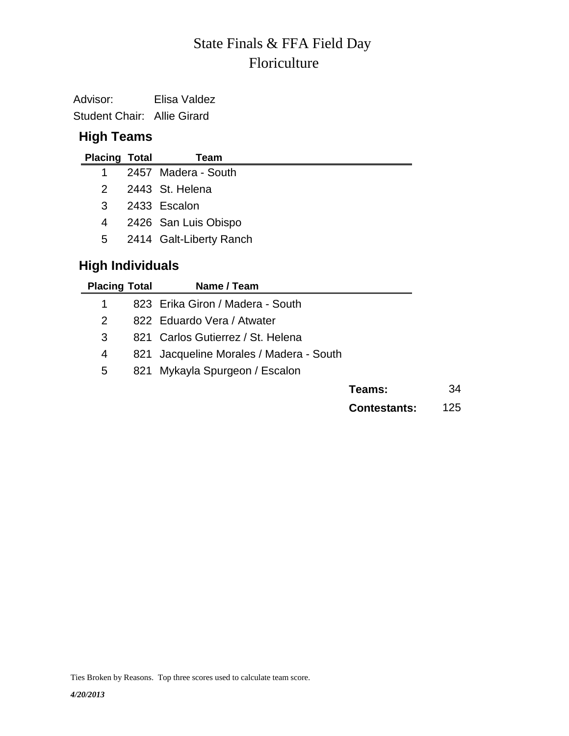# State Finals & FFA Field Day
# Floriculture

Advisor: Elisa Valdez

Student Chair: Allie Girard

## High Teams

| Placing | Total | Team |
|---|---|---|
| 1 | 2457 | Madera - South |
| 2 | 2443 | St. Helena |
| 3 | 2433 | Escalon |
| 4 | 2426 | San Luis Obispo |
| 5 | 2414 | Galt-Liberty Ranch |

## High Individuals

| Placing | Total | Name / Team |
|---|---|---|
| 1 | 823 | Erika Giron / Madera - South |
| 2 | 822 | Eduardo Vera / Atwater |
| 3 | 821 | Carlos Gutierrez / St. Helena |
| 4 | 821 | Jacqueline Morales / Madera - South |
| 5 | 821 | Mykayla Spurgeon / Escalon |

**Teams:** 34

**Contestants:** 125

Ties Broken by Reasons. Top three scores used to calculate team score.

*4/20/2013*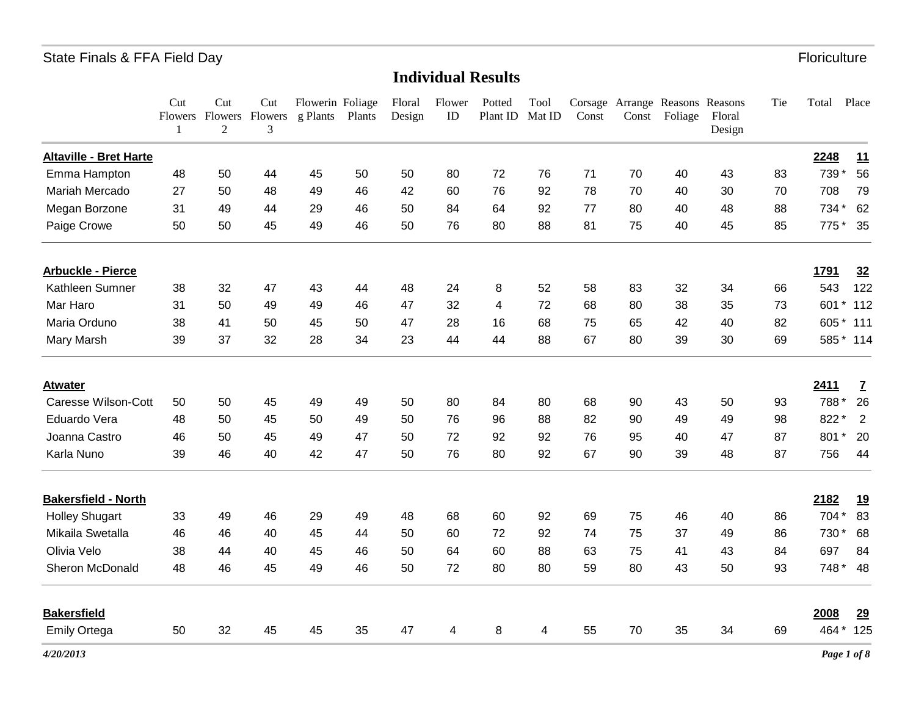## Individual Results

| | Cut Flowers 1 | Cut Flowers 2 | Cut Flowers 3 | Flowering Plants | Foliage Plants | Floral Design | Flower ID | Potted Plant ID | Tool Mat ID | Corsage Const | Arrange Const | Reasons Foliage | Reasons Floral Design | Tie | Total | Place |
|---|---|---|---|---|---|---|---|---|---|---|---|---|---|---|---|---|
| **Altaville - Bret Harte** | | | | | | | | | | | | | | | **2248** | **11** |
| Emma Hampton | 48 | 50 | 44 | 45 | 50 | 50 | 80 | 72 | 76 | 71 | 70 | 40 | 43 | 83 | 739 * | 56 |
| Mariah Mercado | 27 | 50 | 48 | 49 | 46 | 42 | 60 | 76 | 92 | 78 | 70 | 40 | 30 | 70 | 708 | 79 |
| Megan Borzone | 31 | 49 | 44 | 29 | 46 | 50 | 84 | 64 | 92 | 77 | 80 | 40 | 48 | 88 | 734 * | 62 |
| Paige Crowe | 50 | 50 | 45 | 49 | 46 | 50 | 76 | 80 | 88 | 81 | 75 | 40 | 45 | 85 | 775 * | 35 |
| **Arbuckle - Pierce** | | | | | | | | | | | | | | | **1791** | **32** |
| Kathleen Sumner | 38 | 32 | 47 | 43 | 44 | 48 | 24 | 8 | 52 | 58 | 83 | 32 | 34 | 66 | 543 | 122 |
| Mar Haro | 31 | 50 | 49 | 49 | 46 | 47 | 32 | 4 | 72 | 68 | 80 | 38 | 35 | 73 | 601 * | 112 |
| Maria Orduno | 38 | 41 | 50 | 45 | 50 | 47 | 28 | 16 | 68 | 75 | 65 | 42 | 40 | 82 | 605 * | 111 |
| Mary Marsh | 39 | 37 | 32 | 28 | 34 | 23 | 44 | 44 | 88 | 67 | 80 | 39 | 30 | 69 | 585 * | 114 |
| **Atwater** | | | | | | | | | | | | | | | **2411** | **7** |
| Caresse Wilson-Cott | 50 | 50 | 45 | 49 | 49 | 50 | 80 | 84 | 80 | 68 | 90 | 43 | 50 | 93 | 788 * | 26 |
| Eduardo Vera | 48 | 50 | 45 | 50 | 49 | 50 | 76 | 96 | 88 | 82 | 90 | 49 | 49 | 98 | 822 * | 2 |
| Joanna Castro | 46 | 50 | 45 | 49 | 47 | 50 | 72 | 92 | 92 | 76 | 95 | 40 | 47 | 87 | 801 * | 20 |
| Karla Nuno | 39 | 46 | 40 | 42 | 47 | 50 | 76 | 80 | 92 | 67 | 90 | 39 | 48 | 87 | 756 | 44 |
| **Bakersfield - North** | | | | | | | | | | | | | | | **2182** | **19** |
| Holley Shugart | 33 | 49 | 46 | 29 | 49 | 48 | 68 | 60 | 92 | 69 | 75 | 46 | 40 | 86 | 704 * | 83 |
| Mikaila Swetalla | 46 | 46 | 40 | 45 | 44 | 50 | 60 | 72 | 92 | 74 | 75 | 37 | 49 | 86 | 730 * | 68 |
| Olivia Velo | 38 | 44 | 40 | 45 | 46 | 50 | 64 | 60 | 88 | 63 | 75 | 41 | 43 | 84 | 697 | 84 |
| Sheron McDonald | 48 | 46 | 45 | 49 | 46 | 50 | 72 | 80 | 80 | 59 | 80 | 43 | 50 | 93 | 748 * | 48 |
| **Bakersfield** | | | | | | | | | | | | | | | **2008** | **29** |
| Emily Ortega | 50 | 32 | 45 | 45 | 35 | 47 | 4 | 8 | 4 | 55 | 70 | 35 | 34 | 69 | 464 * | 125 |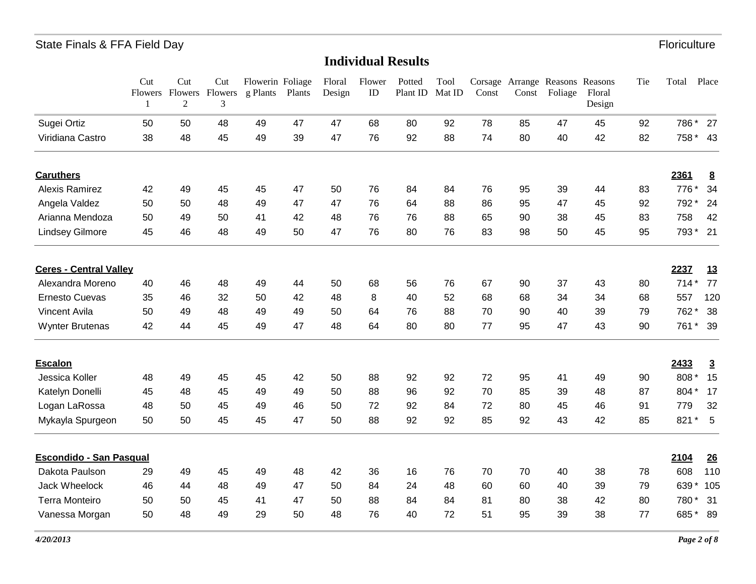## Individual Results

| | Cut Flowers 1 | Cut Flowers 2 | Cut Flowers 3 | Flowering Plants | Foliage Plants | Floral Design | Flower ID | Potted Plant ID | Tool Mat ID | Corsage Const | Arrange Const | Reasons Foliage | Reasons Floral Design | Tie | Total | Place |
|---|---|---|---|---|---|---|---|---|---|---|---|---|---|---|---|---|
| Sugei Ortiz | 50 | 50 | 48 | 49 | 47 | 47 | 68 | 80 | 92 | 78 | 85 | 47 | 45 | 92 | 786 * | 27 |
| Viridiana Castro | 38 | 48 | 45 | 49 | 39 | 47 | 76 | 92 | 88 | 74 | 80 | 40 | 42 | 82 | 758 * | 43 |
| **Caruthers** | | | | | | | | | | | | | | | **2361** | **8** |
| Alexis Ramirez | 42 | 49 | 45 | 45 | 47 | 50 | 76 | 84 | 84 | 76 | 95 | 39 | 44 | 83 | 776 * | 34 |
| Angela Valdez | 50 | 50 | 48 | 49 | 47 | 47 | 76 | 64 | 88 | 86 | 95 | 47 | 45 | 92 | 792 * | 24 |
| Arianna Mendoza | 50 | 49 | 50 | 41 | 42 | 48 | 76 | 76 | 88 | 65 | 90 | 38 | 45 | 83 | 758 | 42 |
| Lindsey Gilmore | 45 | 46 | 48 | 49 | 50 | 47 | 76 | 80 | 76 | 83 | 98 | 50 | 45 | 95 | 793 * | 21 |
| **Ceres - Central Valley** | | | | | | | | | | | | | | | **2237** | **13** |
| Alexandra Moreno | 40 | 46 | 48 | 49 | 44 | 50 | 68 | 56 | 76 | 67 | 90 | 37 | 43 | 80 | 714 * | 77 |
| Ernesto Cuevas | 35 | 46 | 32 | 50 | 42 | 48 | 8 | 40 | 52 | 68 | 68 | 34 | 34 | 68 | 557 | 120 |
| Vincent Avila | 50 | 49 | 48 | 49 | 49 | 50 | 64 | 76 | 88 | 70 | 90 | 40 | 39 | 79 | 762 * | 38 |
| Wynter Brutenas | 42 | 44 | 45 | 49 | 47 | 48 | 64 | 80 | 80 | 77 | 95 | 47 | 43 | 90 | 761 * | 39 |
| **Escalon** | | | | | | | | | | | | | | | **2433** | **3** |
| Jessica Koller | 48 | 49 | 45 | 45 | 42 | 50 | 88 | 92 | 92 | 72 | 95 | 41 | 49 | 90 | 808 * | 15 |
| Katelyn Donelli | 45 | 48 | 45 | 49 | 49 | 50 | 88 | 96 | 92 | 70 | 85 | 39 | 48 | 87 | 804 * | 17 |
| Logan LaRossa | 48 | 50 | 45 | 49 | 46 | 50 | 72 | 92 | 84 | 72 | 80 | 45 | 46 | 91 | 779 | 32 |
| Mykayla Spurgeon | 50 | 50 | 45 | 45 | 47 | 50 | 88 | 92 | 92 | 85 | 92 | 43 | 42 | 85 | 821 * | 5 |
| **Escondido - San Pasqual** | | | | | | | | | | | | | | | **2104** | **26** |
| Dakota Paulson | 29 | 49 | 45 | 49 | 48 | 42 | 36 | 16 | 76 | 70 | 70 | 40 | 38 | 78 | 608 | 110 |
| Jack Wheelock | 46 | 44 | 48 | 49 | 47 | 50 | 84 | 24 | 48 | 60 | 60 | 40 | 39 | 79 | 639 * | 105 |
| Terra Monteiro | 50 | 50 | 45 | 41 | 47 | 50 | 88 | 84 | 84 | 81 | 80 | 38 | 42 | 80 | 780 * | 31 |
| Vanessa Morgan | 50 | 48 | 49 | 29 | 50 | 48 | 76 | 40 | 72 | 51 | 95 | 39 | 38 | 77 | 685 * | 89 |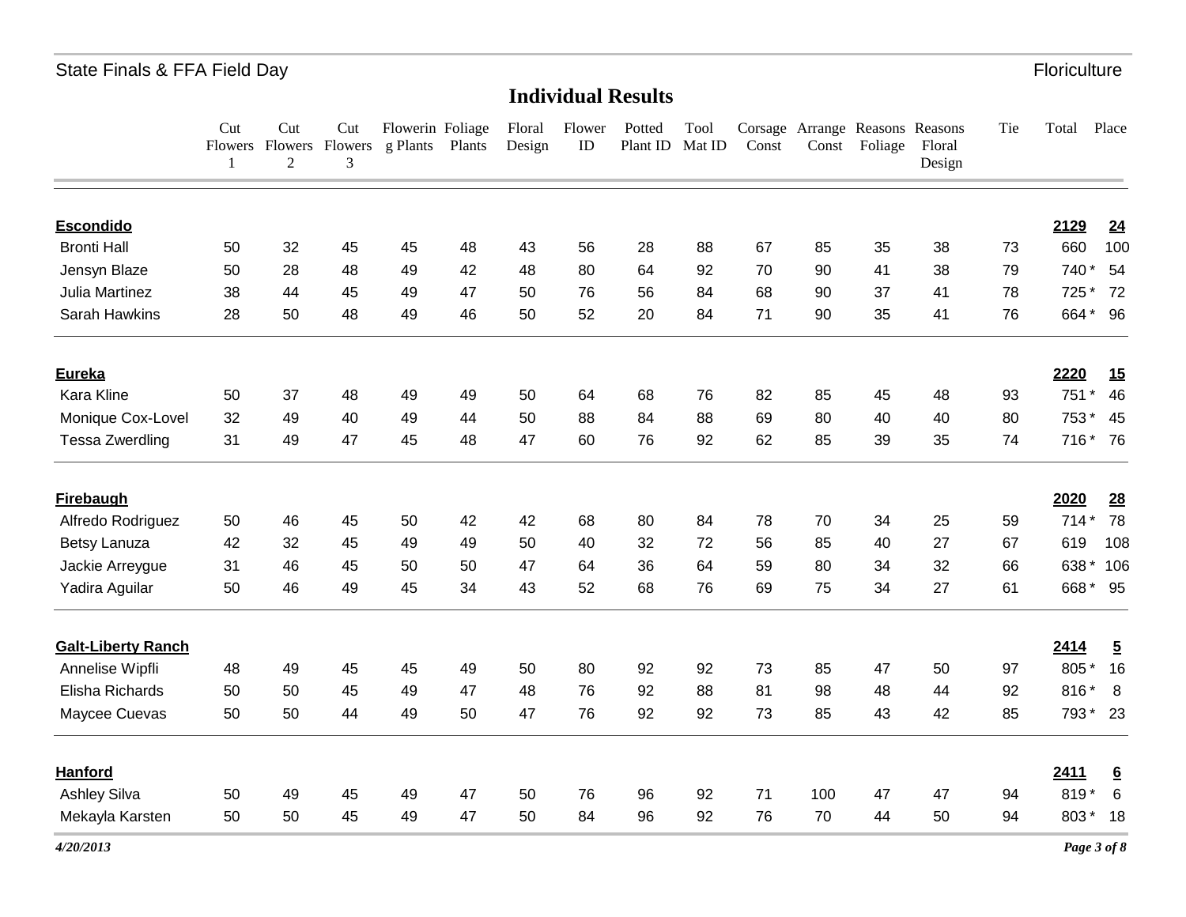## Individual Results

| | Cut Flowers 1 | Cut Flowers 2 | Cut Flowers 3 | Flowering Plants | Foliage Plants | Floral Design | Flower ID | Potted Plant ID | Tool Mat ID | Corsage Const | Arrange Const | Reasons Foliage | Reasons Floral Design | Tie | Total | Place |
|---|---|---|---|---|---|---|---|---|---|---|---|---|---|---|---|---|
| **Escondido** | | | | | | | | | | | | | | | **2129** | **24** |
| Bronti Hall | 50 | 32 | 45 | 45 | 48 | 43 | 56 | 28 | 88 | 67 | 85 | 35 | 38 | 73 | 660 | 100 |
| Jensyn Blaze | 50 | 28 | 48 | 49 | 42 | 48 | 80 | 64 | 92 | 70 | 90 | 41 | 38 | 79 | 740 * | 54 |
| Julia Martinez | 38 | 44 | 45 | 49 | 47 | 50 | 76 | 56 | 84 | 68 | 90 | 37 | 41 | 78 | 725 * | 72 |
| Sarah Hawkins | 28 | 50 | 48 | 49 | 46 | 50 | 52 | 20 | 84 | 71 | 90 | 35 | 41 | 76 | 664 * | 96 |
| **Eureka** | | | | | | | | | | | | | | | **2220** | **15** |
| Kara Kline | 50 | 37 | 48 | 49 | 49 | 50 | 64 | 68 | 76 | 82 | 85 | 45 | 48 | 93 | 751 * | 46 |
| Monique Cox-Lovel | 32 | 49 | 40 | 49 | 44 | 50 | 88 | 84 | 88 | 69 | 80 | 40 | 40 | 80 | 753 * | 45 |
| Tessa Zwerdling | 31 | 49 | 47 | 45 | 48 | 47 | 60 | 76 | 92 | 62 | 85 | 39 | 35 | 74 | 716 * | 76 |
| **Firebaugh** | | | | | | | | | | | | | | | **2020** | **28** |
| Alfredo Rodriguez | 50 | 46 | 45 | 50 | 42 | 42 | 68 | 80 | 84 | 78 | 70 | 34 | 25 | 59 | 714 * | 78 |
| Betsy Lanuza | 42 | 32 | 45 | 49 | 49 | 50 | 40 | 32 | 72 | 56 | 85 | 40 | 27 | 67 | 619 | 108 |
| Jackie Arreygue | 31 | 46 | 45 | 50 | 50 | 47 | 64 | 36 | 64 | 59 | 80 | 34 | 32 | 66 | 638 * | 106 |
| Yadira Aguilar | 50 | 46 | 49 | 45 | 34 | 43 | 52 | 68 | 76 | 69 | 75 | 34 | 27 | 61 | 668 * | 95 |
| **Galt-Liberty Ranch** | | | | | | | | | | | | | | | **2414** | **5** |
| Annelise Wipfli | 48 | 49 | 45 | 45 | 49 | 50 | 80 | 92 | 92 | 73 | 85 | 47 | 50 | 97 | 805 * | 16 |
| Elisha Richards | 50 | 50 | 45 | 49 | 47 | 48 | 76 | 92 | 88 | 81 | 98 | 48 | 44 | 92 | 816 * | 8 |
| Maycee Cuevas | 50 | 50 | 44 | 49 | 50 | 47 | 76 | 92 | 92 | 73 | 85 | 43 | 42 | 85 | 793 * | 23 |
| **Hanford** | | | | | | | | | | | | | | | **2411** | **6** |
| Ashley Silva | 50 | 49 | 45 | 49 | 47 | 50 | 76 | 96 | 92 | 71 | 100 | 47 | 47 | 94 | 819 * | 6 |
| Mekayla Karsten | 50 | 50 | 45 | 49 | 47 | 50 | 84 | 96 | 92 | 76 | 70 | 44 | 50 | 94 | 803 * | 18 |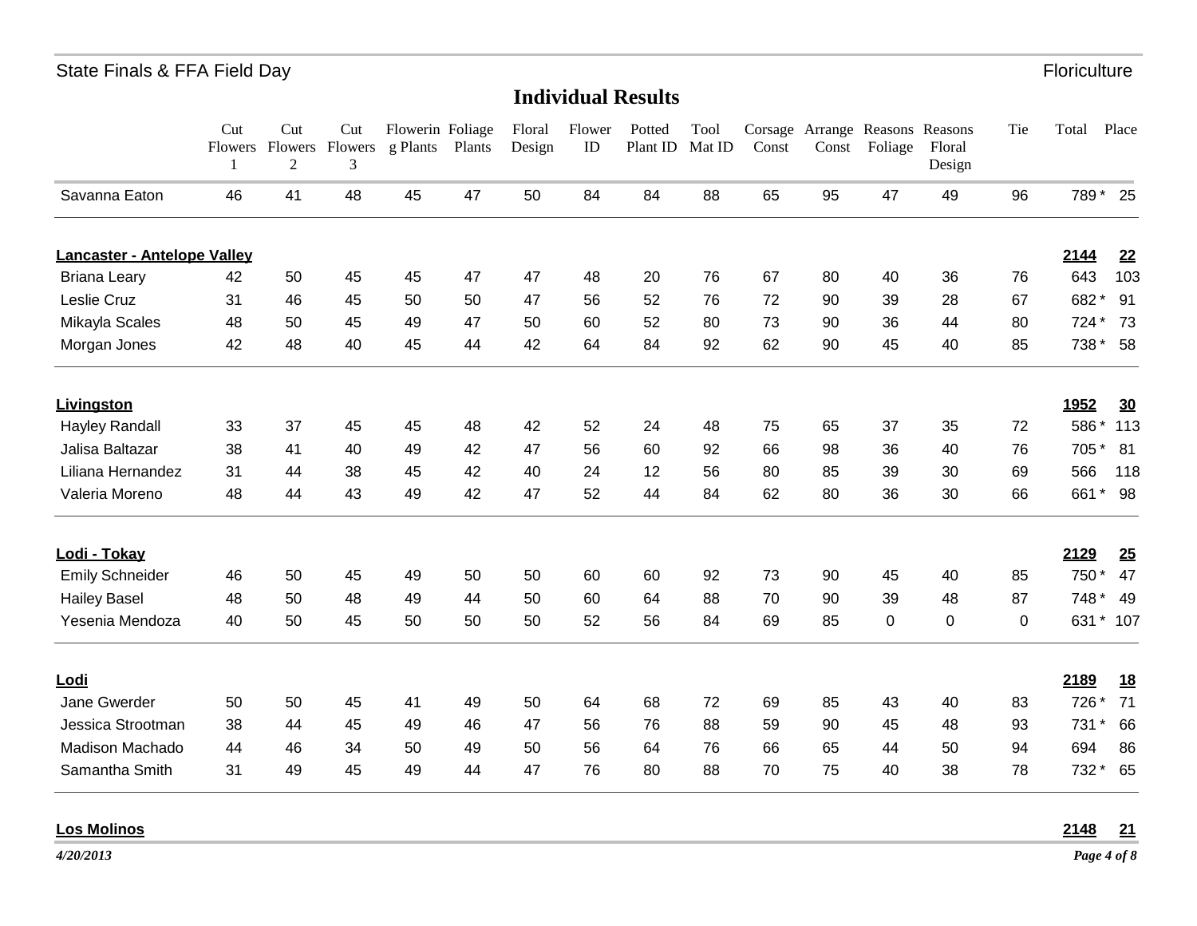State Finals & FFA Field Day — Floriculture

## Individual Results

| | Cut Flowers 1 | Cut Flowers 2 | Cut Flowers 3 | Flowering Plants | Foliage Plants | Floral Design | Flower ID | Potted Plant ID | Tool Mat ID | Corsage Const | Arrange Const | Reasons Foliage | Reasons Floral Design | Tie | Total | Place |
|---|---|---|---|---|---|---|---|---|---|---|---|---|---|---|---|---|
| Savanna Eaton | 46 | 41 | 48 | 45 | 47 | 50 | 84 | 84 | 88 | 65 | 95 | 47 | 49 | 96 | 789 * | 25 |
| **Lancaster - Antelope Valley** | | | | | | | | | | | | | | | **2144** | **22** |
| Briana Leary | 42 | 50 | 45 | 45 | 47 | 47 | 48 | 20 | 76 | 67 | 80 | 40 | 36 | 76 | 643 | 103 |
| Leslie Cruz | 31 | 46 | 45 | 50 | 50 | 47 | 56 | 52 | 76 | 72 | 90 | 39 | 28 | 67 | 682 * | 91 |
| Mikayla Scales | 48 | 50 | 45 | 49 | 47 | 50 | 60 | 52 | 80 | 73 | 90 | 36 | 44 | 80 | 724 * | 73 |
| Morgan Jones | 42 | 48 | 40 | 45 | 44 | 42 | 64 | 84 | 92 | 62 | 90 | 45 | 40 | 85 | 738 * | 58 |
| **Livingston** | | | | | | | | | | | | | | | **1952** | **30** |
| Hayley Randall | 33 | 37 | 45 | 45 | 48 | 42 | 52 | 24 | 48 | 75 | 65 | 37 | 35 | 72 | 586 * | 113 |
| Jalisa Baltazar | 38 | 41 | 40 | 49 | 42 | 47 | 56 | 60 | 92 | 66 | 98 | 36 | 40 | 76 | 705 * | 81 |
| Liliana Hernandez | 31 | 44 | 38 | 45 | 42 | 40 | 24 | 12 | 56 | 80 | 85 | 39 | 30 | 69 | 566 | 118 |
| Valeria Moreno | 48 | 44 | 43 | 49 | 42 | 47 | 52 | 44 | 84 | 62 | 80 | 36 | 30 | 66 | 661 * | 98 |
| **Lodi - Tokay** | | | | | | | | | | | | | | | **2129** | **25** |
| Emily Schneider | 46 | 50 | 45 | 49 | 50 | 50 | 60 | 60 | 92 | 73 | 90 | 45 | 40 | 85 | 750 * | 47 |
| Hailey Basel | 48 | 50 | 48 | 49 | 44 | 50 | 60 | 64 | 88 | 70 | 90 | 39 | 48 | 87 | 748 * | 49 |
| Yesenia Mendoza | 40 | 50 | 45 | 50 | 50 | 50 | 52 | 56 | 84 | 69 | 85 | 0 | 0 | 0 | 631 * | 107 |
| **Lodi** | | | | | | | | | | | | | | | **2189** | **18** |
| Jane Gwerder | 50 | 50 | 45 | 41 | 49 | 50 | 64 | 68 | 72 | 69 | 85 | 43 | 40 | 83 | 726 * | 71 |
| Jessica Strootman | 38 | 44 | 45 | 49 | 46 | 47 | 56 | 76 | 88 | 59 | 90 | 45 | 48 | 93 | 731 * | 66 |
| Madison Machado | 44 | 46 | 34 | 50 | 49 | 50 | 56 | 64 | 76 | 66 | 65 | 44 | 50 | 94 | 694 | 86 |
| Samantha Smith | 31 | 49 | 45 | 49 | 44 | 47 | 76 | 80 | 88 | 70 | 75 | 40 | 38 | 78 | 732 * | 65 |
| **Los Molinos** | | | | | | | | | | | | | | | **2148** | **21** |

*4/20/2013*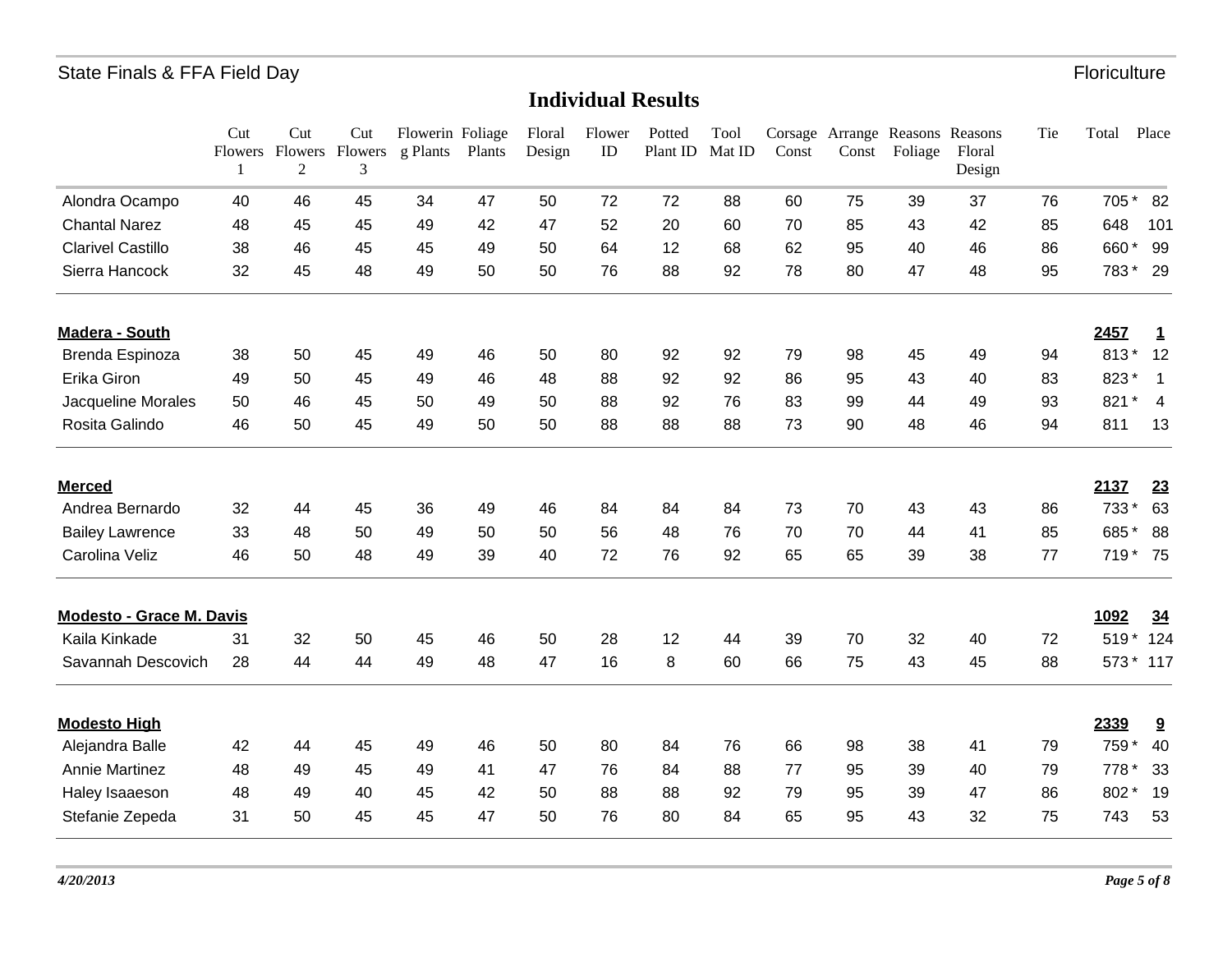## Individual Results

| | Cut Flowers 1 | Cut Flowers 2 | Cut Flowers 3 | Flowering Plants | Foliage Plants | Floral Design | Flower ID | Potted Plant ID | Tool Mat ID | Corsage Const | Arrange Const | Reasons Foliage | Reasons Floral Design | Tie | Total | Place |
|---|---|---|---|---|---|---|---|---|---|---|---|---|---|---|---|---|
| Alondra Ocampo | 40 | 46 | 45 | 34 | 47 | 50 | 72 | 72 | 88 | 60 | 75 | 39 | 37 | 76 | 705 * | 82 |
| Chantal Narez | 48 | 45 | 45 | 49 | 42 | 47 | 52 | 20 | 60 | 70 | 85 | 43 | 42 | 85 | 648 | 101 |
| Clarivel Castillo | 38 | 46 | 45 | 45 | 49 | 50 | 64 | 12 | 68 | 62 | 95 | 40 | 46 | 86 | 660 * | 99 |
| Sierra Hancock | 32 | 45 | 48 | 49 | 50 | 50 | 76 | 88 | 92 | 78 | 80 | 47 | 48 | 95 | 783 * | 29 |
| **Madera - South** | | | | | | | | | | | | | | | **2457** | **1** |
| Brenda Espinoza | 38 | 50 | 45 | 49 | 46 | 50 | 80 | 92 | 92 | 79 | 98 | 45 | 49 | 94 | 813 * | 12 |
| Erika Giron | 49 | 50 | 45 | 49 | 46 | 48 | 88 | 92 | 92 | 86 | 95 | 43 | 40 | 83 | 823 * | 1 |
| Jacqueline Morales | 50 | 46 | 45 | 50 | 49 | 50 | 88 | 92 | 76 | 83 | 99 | 44 | 49 | 93 | 821 * | 4 |
| Rosita Galindo | 46 | 50 | 45 | 49 | 50 | 50 | 88 | 88 | 88 | 73 | 90 | 48 | 46 | 94 | 811 | 13 |
| **Merced** | | | | | | | | | | | | | | | **2137** | **23** |
| Andrea Bernardo | 32 | 44 | 45 | 36 | 49 | 46 | 84 | 84 | 84 | 73 | 70 | 43 | 43 | 86 | 733 * | 63 |
| Bailey Lawrence | 33 | 48 | 50 | 49 | 50 | 50 | 56 | 48 | 76 | 70 | 70 | 44 | 41 | 85 | 685 * | 88 |
| Carolina Veliz | 46 | 50 | 48 | 49 | 39 | 40 | 72 | 76 | 92 | 65 | 65 | 39 | 38 | 77 | 719 * | 75 |
| **Modesto - Grace M. Davis** | | | | | | | | | | | | | | | **1092** | **34** |
| Kaila Kinkade | 31 | 32 | 50 | 45 | 46 | 50 | 28 | 12 | 44 | 39 | 70 | 32 | 40 | 72 | 519 * | 124 |
| Savannah Descovich | 28 | 44 | 44 | 49 | 48 | 47 | 16 | 8 | 60 | 66 | 75 | 43 | 45 | 88 | 573 * | 117 |
| **Modesto High** | | | | | | | | | | | | | | | **2339** | **9** |
| Alejandra Balle | 42 | 44 | 45 | 49 | 46 | 50 | 80 | 84 | 76 | 66 | 98 | 38 | 41 | 79 | 759 * | 40 |
| Annie Martinez | 48 | 49 | 45 | 49 | 41 | 47 | 76 | 84 | 88 | 77 | 95 | 39 | 40 | 79 | 778 * | 33 |
| Haley Isaaeson | 48 | 49 | 40 | 45 | 42 | 50 | 88 | 88 | 92 | 79 | 95 | 39 | 47 | 86 | 802 * | 19 |
| Stefanie Zepeda | 31 | 50 | 45 | 45 | 47 | 50 | 76 | 80 | 84 | 65 | 95 | 43 | 32 | 75 | 743 | 53 |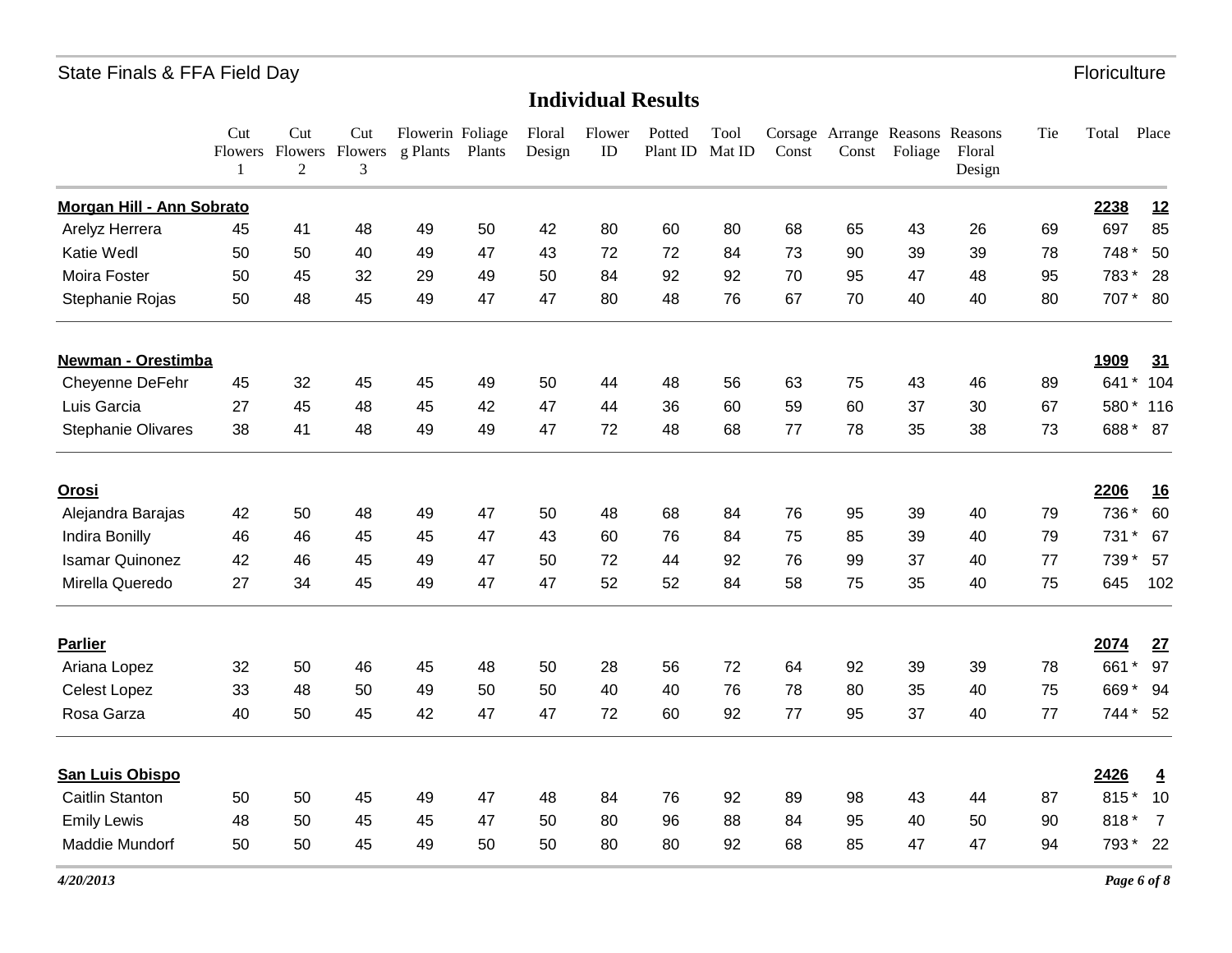State Finals & FFA Field Day — Floriculture

# Individual Results

| | Cut Flowers 1 | Cut Flowers 2 | Cut Flowers 3 | Flowering Plants | Foliage Plants | Floral Design | Flower ID | Potted Plant ID | Tool Mat ID | Corsage Const | Arrange Const | Reasons Foliage | Reasons Floral Design | Tie | Total | Place |
|---|---|---|---|---|---|---|---|---|---|---|---|---|---|---|---|---|
| **Morgan Hill - Ann Sobrato** | | | | | | | | | | | | | | | **2238** | **12** |
| Arelyz Herrera | 45 | 41 | 48 | 49 | 50 | 42 | 80 | 60 | 80 | 68 | 65 | 43 | 26 | 69 | 697 | 85 |
| Katie Wedl | 50 | 50 | 40 | 49 | 47 | 43 | 72 | 72 | 84 | 73 | 90 | 39 | 39 | 78 | 748 * | 50 |
| Moira Foster | 50 | 45 | 32 | 29 | 49 | 50 | 84 | 92 | 92 | 70 | 95 | 47 | 48 | 95 | 783 * | 28 |
| Stephanie Rojas | 50 | 48 | 45 | 49 | 47 | 47 | 80 | 48 | 76 | 67 | 70 | 40 | 40 | 80 | 707 * | 80 |
| **Newman - Orestimba** | | | | | | | | | | | | | | | **1909** | **31** |
| Cheyenne DeFehr | 45 | 32 | 45 | 45 | 49 | 50 | 44 | 48 | 56 | 63 | 75 | 43 | 46 | 89 | 641 * | 104 |
| Luis Garcia | 27 | 45 | 48 | 45 | 42 | 47 | 44 | 36 | 60 | 59 | 60 | 37 | 30 | 67 | 580 * | 116 |
| Stephanie Olivares | 38 | 41 | 48 | 49 | 49 | 47 | 72 | 48 | 68 | 77 | 78 | 35 | 38 | 73 | 688 * | 87 |
| **Orosi** | | | | | | | | | | | | | | | **2206** | **16** |
| Alejandra Barajas | 42 | 50 | 48 | 49 | 47 | 50 | 48 | 68 | 84 | 76 | 95 | 39 | 40 | 79 | 736 * | 60 |
| Indira Bonilly | 46 | 46 | 45 | 45 | 47 | 43 | 60 | 76 | 84 | 75 | 85 | 39 | 40 | 79 | 731 * | 67 |
| Isamar Quinonez | 42 | 46 | 45 | 49 | 47 | 50 | 72 | 44 | 92 | 76 | 99 | 37 | 40 | 77 | 739 * | 57 |
| Mirella Queredo | 27 | 34 | 45 | 49 | 47 | 47 | 52 | 52 | 84 | 58 | 75 | 35 | 40 | 75 | 645 | 102 |
| **Parlier** | | | | | | | | | | | | | | | **2074** | **27** |
| Ariana Lopez | 32 | 50 | 46 | 45 | 48 | 50 | 28 | 56 | 72 | 64 | 92 | 39 | 39 | 78 | 661 * | 97 |
| Celest Lopez | 33 | 48 | 50 | 49 | 50 | 50 | 40 | 40 | 76 | 78 | 80 | 35 | 40 | 75 | 669 * | 94 |
| Rosa Garza | 40 | 50 | 45 | 42 | 47 | 47 | 72 | 60 | 92 | 77 | 95 | 37 | 40 | 77 | 744 * | 52 |
| **San Luis Obispo** | | | | | | | | | | | | | | | **2426** | **4** |
| Caitlin Stanton | 50 | 50 | 45 | 49 | 47 | 48 | 84 | 76 | 92 | 89 | 98 | 43 | 44 | 87 | 815 * | 10 |
| Emily Lewis | 48 | 50 | 45 | 45 | 47 | 50 | 80 | 96 | 88 | 84 | 95 | 40 | 50 | 90 | 818 * | 7 |
| Maddie Mundorf | 50 | 50 | 45 | 49 | 50 | 50 | 80 | 80 | 92 | 68 | 85 | 47 | 47 | 94 | 793 * | 22 |

*4/20/2013*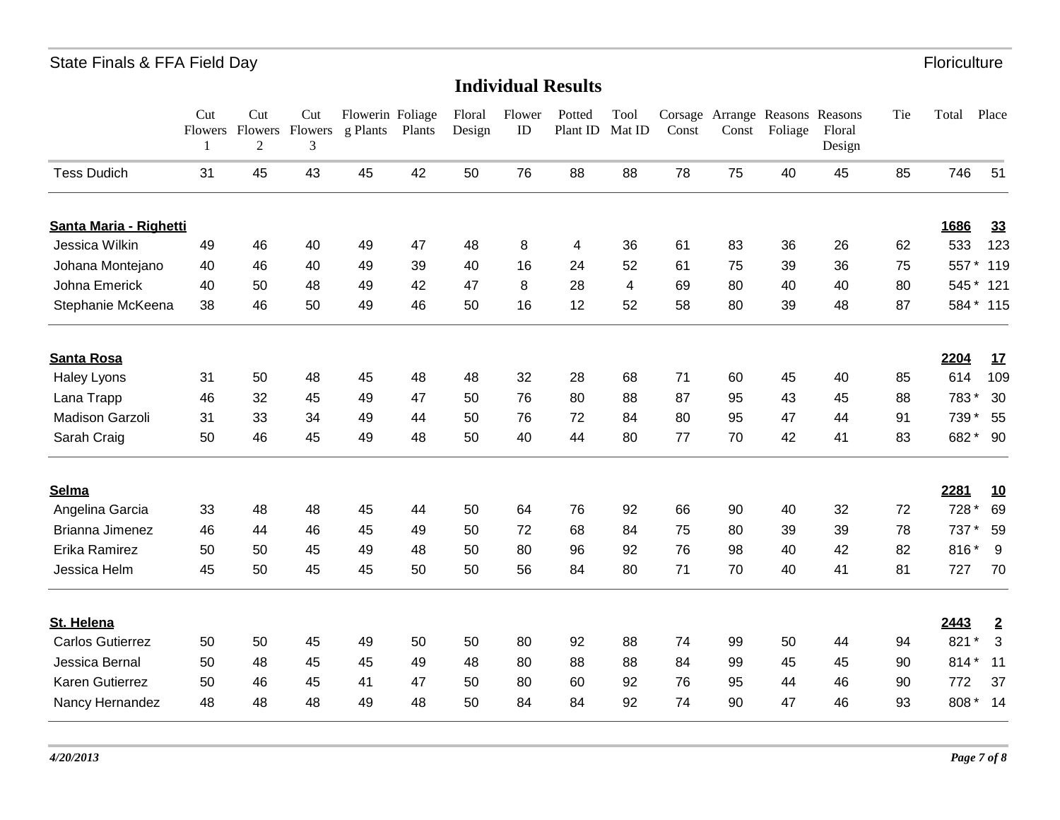# State Finals & FFA Field Day

Floriculture

## Individual Results

| | Cut Flowers 1 | Cut Flowers 2 | Cut Flowers 3 | Flowering Plants | Foliage Plants | Floral Design | Flower ID | Potted Plant ID | Tool Mat ID | Corsage Const | Arrange Const | Reasons Foliage | Reasons Floral Design | Tie | Total | Place |
|---|---|---|---|---|---|---|---|---|---|---|---|---|---|---|---|---|
| Tess Dudich | 31 | 45 | 43 | 45 | 42 | 50 | 76 | 88 | 88 | 78 | 75 | 40 | 45 | 85 | 746 | 51 |
| **Santa Maria - Righetti** | | | | | | | | | | | | | | | **1686** | **33** |
| Jessica Wilkin | 49 | 46 | 40 | 49 | 47 | 48 | 8 | 4 | 36 | 61 | 83 | 36 | 26 | 62 | 533 | 123 |
| Johana Montejano | 40 | 46 | 40 | 49 | 39 | 40 | 16 | 24 | 52 | 61 | 75 | 39 | 36 | 75 | 557 * | 119 |
| Johna Emerick | 40 | 50 | 48 | 49 | 42 | 47 | 8 | 28 | 4 | 69 | 80 | 40 | 40 | 80 | 545 * | 121 |
| Stephanie McKeena | 38 | 46 | 50 | 49 | 46 | 50 | 16 | 12 | 52 | 58 | 80 | 39 | 48 | 87 | 584 * | 115 |
| **Santa Rosa** | | | | | | | | | | | | | | | **2204** | **17** |
| Haley Lyons | 31 | 50 | 48 | 45 | 48 | 48 | 32 | 28 | 68 | 71 | 60 | 45 | 40 | 85 | 614 | 109 |
| Lana Trapp | 46 | 32 | 45 | 49 | 47 | 50 | 76 | 80 | 88 | 87 | 95 | 43 | 45 | 88 | 783 * | 30 |
| Madison Garzoli | 31 | 33 | 34 | 49 | 44 | 50 | 76 | 72 | 84 | 80 | 95 | 47 | 44 | 91 | 739 * | 55 |
| Sarah Craig | 50 | 46 | 45 | 49 | 48 | 50 | 40 | 44 | 80 | 77 | 70 | 42 | 41 | 83 | 682 * | 90 |
| **Selma** | | | | | | | | | | | | | | | **2281** | **10** |
| Angelina Garcia | 33 | 48 | 48 | 45 | 44 | 50 | 64 | 76 | 92 | 66 | 90 | 40 | 32 | 72 | 728 * | 69 |
| Brianna Jimenez | 46 | 44 | 46 | 45 | 49 | 50 | 72 | 68 | 84 | 75 | 80 | 39 | 39 | 78 | 737 * | 59 |
| Erika Ramirez | 50 | 50 | 45 | 49 | 48 | 50 | 80 | 96 | 92 | 76 | 98 | 40 | 42 | 82 | 816 * | 9 |
| Jessica Helm | 45 | 50 | 45 | 45 | 50 | 50 | 56 | 84 | 80 | 71 | 70 | 40 | 41 | 81 | 727 | 70 |
| **St. Helena** | | | | | | | | | | | | | | | **2443** | **2** |
| Carlos Gutierrez | 50 | 50 | 45 | 49 | 50 | 50 | 80 | 92 | 88 | 74 | 99 | 50 | 44 | 94 | 821 * | 3 |
| Jessica Bernal | 50 | 48 | 45 | 45 | 49 | 48 | 80 | 88 | 88 | 84 | 99 | 45 | 45 | 90 | 814 * | 11 |
| Karen Gutierrez | 50 | 46 | 45 | 41 | 47 | 50 | 80 | 60 | 92 | 76 | 95 | 44 | 46 | 90 | 772 | 37 |
| Nancy Hernandez | 48 | 48 | 48 | 49 | 48 | 50 | 84 | 84 | 92 | 74 | 90 | 47 | 46 | 93 | 808 * | 14 |

*4/20/2013*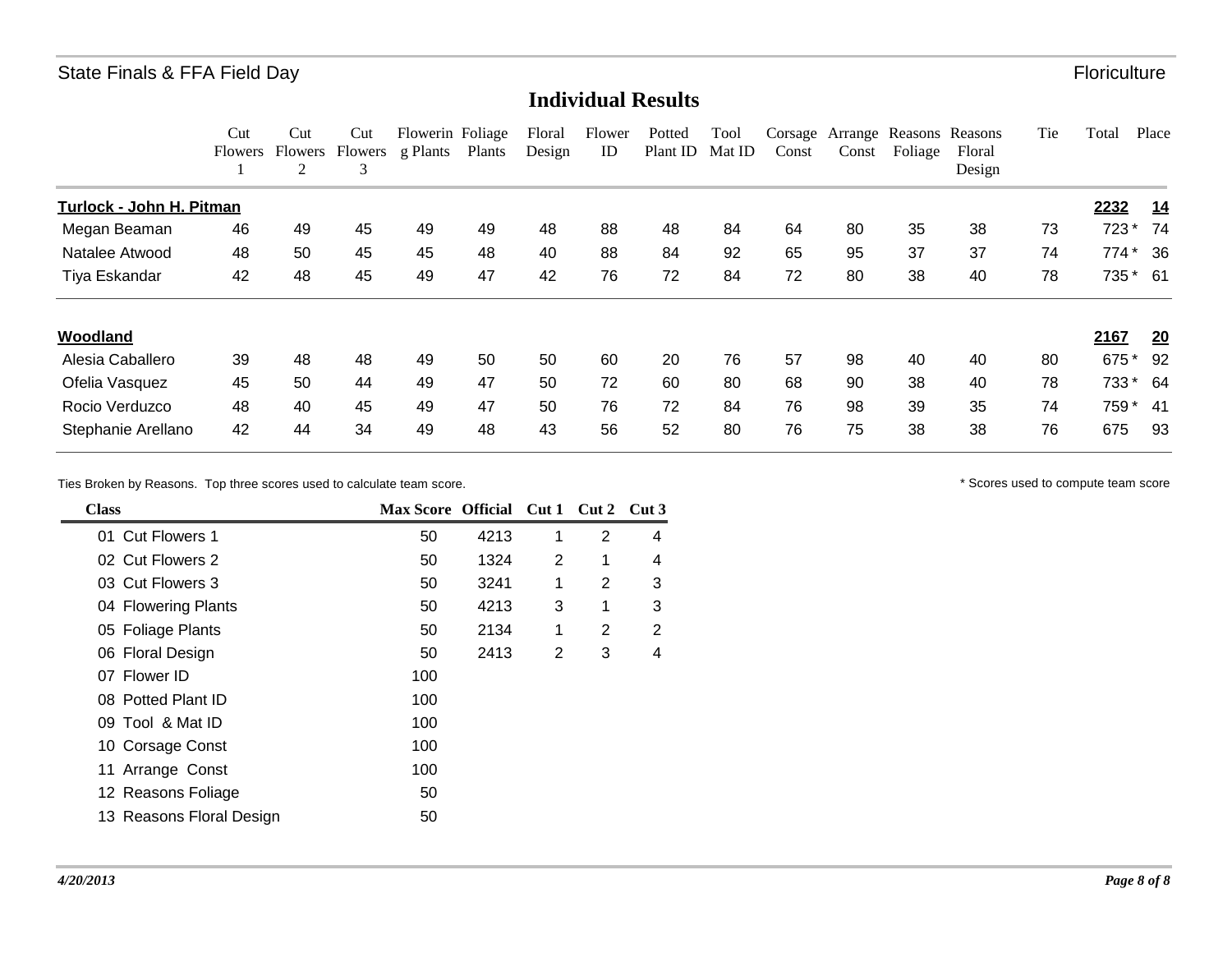State Finals & FFA Field Day — Floriculture

## Individual Results

| | Cut Flowers 1 | Cut Flowers 2 | Cut Flowers 3 | Flowering Plants | Foliage Plants | Floral Design | Flower ID | Potted Plant ID | Tool Mat ID | Corsage Const | Arrange Const | Reasons Foliage | Reasons Floral Design | Tie | Total | Place |
|---|---|---|---|---|---|---|---|---|---|---|---|---|---|---|---|---|
| **Turlock - John H. Pitman** | | | | | | | | | | | | | | | **2232** | **14** |
| Megan Beaman | 46 | 49 | 45 | 49 | 49 | 48 | 88 | 48 | 84 | 64 | 80 | 35 | 38 | 73 | 723 * | 74 |
| Natalee Atwood | 48 | 50 | 45 | 45 | 48 | 40 | 88 | 84 | 92 | 65 | 95 | 37 | 37 | 74 | 774 * | 36 |
| Tiya Eskandar | 42 | 48 | 45 | 49 | 47 | 42 | 76 | 72 | 84 | 72 | 80 | 38 | 40 | 78 | 735 * | 61 |
| **Woodland** | | | | | | | | | | | | | | | **2167** | **20** |
| Alesia Caballero | 39 | 48 | 48 | 49 | 50 | 50 | 60 | 20 | 76 | 57 | 98 | 40 | 40 | 80 | 675 * | 92 |
| Ofelia Vasquez | 45 | 50 | 44 | 49 | 47 | 50 | 72 | 60 | 80 | 68 | 90 | 38 | 40 | 78 | 733 * | 64 |
| Rocio Verduzco | 48 | 40 | 45 | 49 | 47 | 50 | 76 | 72 | 84 | 76 | 98 | 39 | 35 | 74 | 759 * | 41 |
| Stephanie Arellano | 42 | 44 | 34 | 49 | 48 | 43 | 56 | 52 | 80 | 76 | 75 | 38 | 38 | 76 | 675 | 93 |

Ties Broken by Reasons. Top three scores used to calculate team score.

\* Scores used to compute team score

| Class | Max Score | Official | Cut 1 | Cut 2 | Cut 3 |
|---|---|---|---|---|---|
| 01 Cut Flowers 1 | 50 | 4213 | 1 | 2 | 4 |
| 02 Cut Flowers 2 | 50 | 1324 | 2 | 1 | 4 |
| 03 Cut Flowers 3 | 50 | 3241 | 1 | 2 | 3 |
| 04 Flowering Plants | 50 | 4213 | 3 | 1 | 3 |
| 05 Foliage Plants | 50 | 2134 | 1 | 2 | 2 |
| 06 Floral Design | 50 | 2413 | 2 | 3 | 4 |
| 07 Flower ID | 100 | | | | |
| 08 Potted Plant ID | 100 | | | | |
| 09 Tool & Mat ID | 100 | | | | |
| 10 Corsage Const | 100 | | | | |
| 11 Arrange Const | 100 | | | | |
| 12 Reasons Foliage | 50 | | | | |
| 13 Reasons Floral Design | 50 | | | | |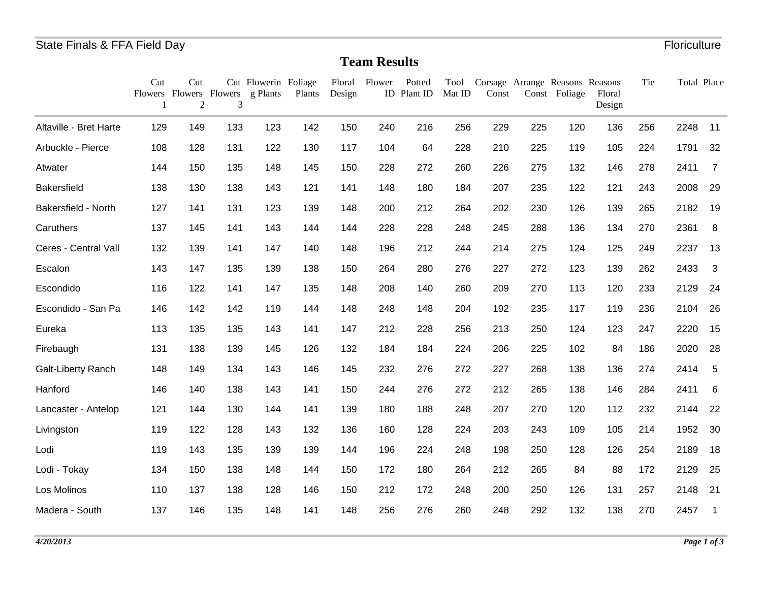# Team Results

| | Cut Flowers 1 | Cut Flowers 2 | Cut Flowers 3 | Flowering Plants | Foliage Plants | Floral Design | Flower ID | Potted Plant ID | Tool Mat ID | Corsage Const | Arrange Const | Reasons Foliage | Reasons Floral Design | Tie | Total | Place |
|---|---|---|---|---|---|---|---|---|---|---|---|---|---|---|---|---|
| Altaville - Bret Harte | 129 | 149 | 133 | 123 | 142 | 150 | 240 | 216 | 256 | 229 | 225 | 120 | 136 | 256 | 2248 | 11 |
| Arbuckle - Pierce | 108 | 128 | 131 | 122 | 130 | 117 | 104 | 64 | 228 | 210 | 225 | 119 | 105 | 224 | 1791 | 32 |
| Atwater | 144 | 150 | 135 | 148 | 145 | 150 | 228 | 272 | 260 | 226 | 275 | 132 | 146 | 278 | 2411 | 7 |
| Bakersfield | 138 | 130 | 138 | 143 | 121 | 141 | 148 | 180 | 184 | 207 | 235 | 122 | 121 | 243 | 2008 | 29 |
| Bakersfield - North | 127 | 141 | 131 | 123 | 139 | 148 | 200 | 212 | 264 | 202 | 230 | 126 | 139 | 265 | 2182 | 19 |
| Caruthers | 137 | 145 | 141 | 143 | 144 | 144 | 228 | 228 | 248 | 245 | 288 | 136 | 134 | 270 | 2361 | 8 |
| Ceres - Central Vall | 132 | 139 | 141 | 147 | 140 | 148 | 196 | 212 | 244 | 214 | 275 | 124 | 125 | 249 | 2237 | 13 |
| Escalon | 143 | 147 | 135 | 139 | 138 | 150 | 264 | 280 | 276 | 227 | 272 | 123 | 139 | 262 | 2433 | 3 |
| Escondido | 116 | 122 | 141 | 147 | 135 | 148 | 208 | 140 | 260 | 209 | 270 | 113 | 120 | 233 | 2129 | 24 |
| Escondido - San Pa | 146 | 142 | 142 | 119 | 144 | 148 | 248 | 148 | 204 | 192 | 235 | 117 | 119 | 236 | 2104 | 26 |
| Eureka | 113 | 135 | 135 | 143 | 141 | 147 | 212 | 228 | 256 | 213 | 250 | 124 | 123 | 247 | 2220 | 15 |
| Firebaugh | 131 | 138 | 139 | 145 | 126 | 132 | 184 | 184 | 224 | 206 | 225 | 102 | 84 | 186 | 2020 | 28 |
| Galt-Liberty Ranch | 148 | 149 | 134 | 143 | 146 | 145 | 232 | 276 | 272 | 227 | 268 | 138 | 136 | 274 | 2414 | 5 |
| Hanford | 146 | 140 | 138 | 143 | 141 | 150 | 244 | 276 | 272 | 212 | 265 | 138 | 146 | 284 | 2411 | 6 |
| Lancaster - Antelop | 121 | 144 | 130 | 144 | 141 | 139 | 180 | 188 | 248 | 207 | 270 | 120 | 112 | 232 | 2144 | 22 |
| Livingston | 119 | 122 | 128 | 143 | 132 | 136 | 160 | 128 | 224 | 203 | 243 | 109 | 105 | 214 | 1952 | 30 |
| Lodi | 119 | 143 | 135 | 139 | 139 | 144 | 196 | 224 | 248 | 198 | 250 | 128 | 126 | 254 | 2189 | 18 |
| Lodi - Tokay | 134 | 150 | 138 | 148 | 144 | 150 | 172 | 180 | 264 | 212 | 265 | 84 | 88 | 172 | 2129 | 25 |
| Los Molinos | 110 | 137 | 138 | 128 | 146 | 150 | 212 | 172 | 248 | 200 | 250 | 126 | 131 | 257 | 2148 | 21 |
| Madera - South | 137 | 146 | 135 | 148 | 141 | 148 | 256 | 276 | 260 | 248 | 292 | 132 | 138 | 270 | 2457 | 1 |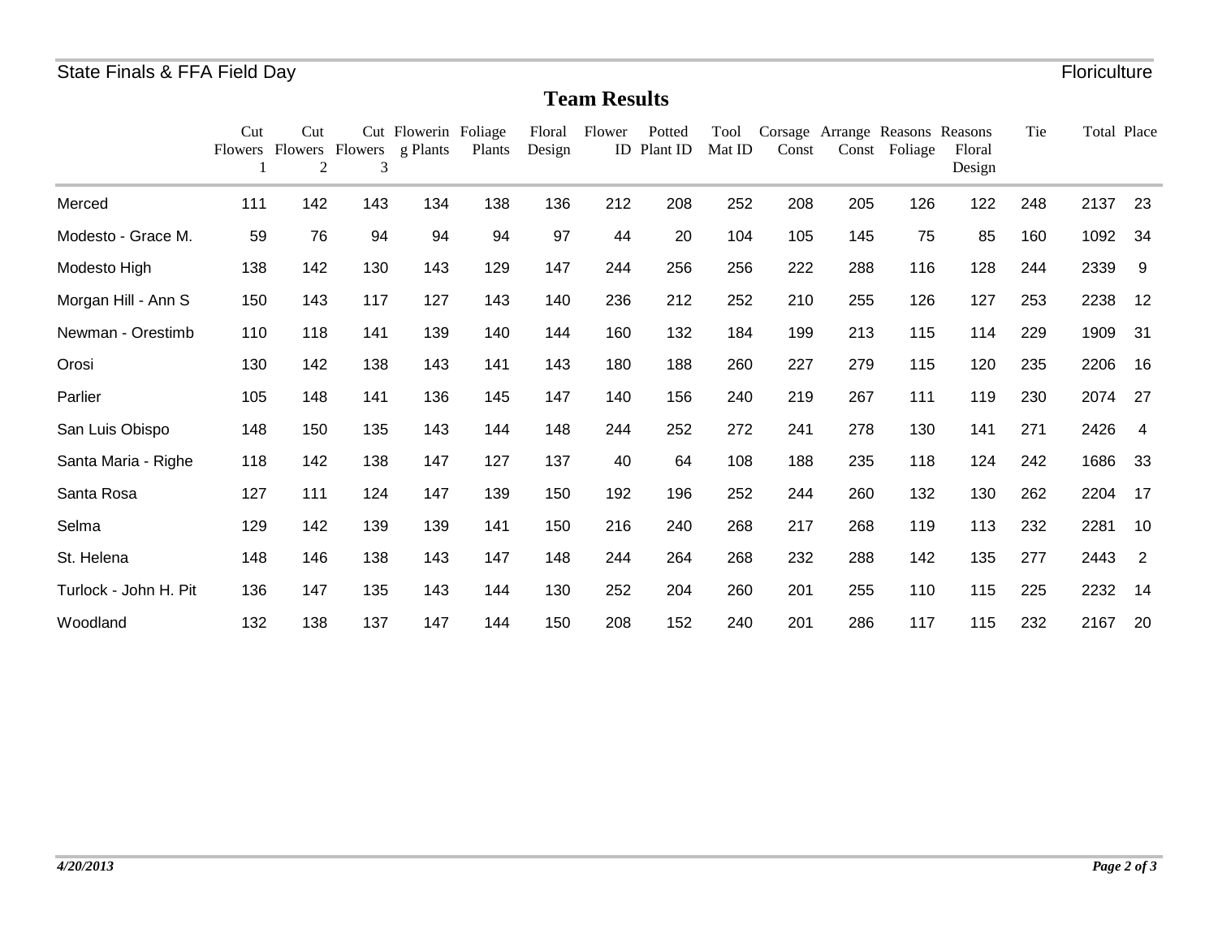State Finals & FFA Field Day — Floriculture

## Team Results

| | Cut Flowers 1 | Cut Flowers 2 | Cut Flowers 3 | Flowering Plants | Foliage Plants | Floral Design | Flower ID | Potted Plant ID | Tool Mat ID | Corsage Const | Arrange Const | Reasons Foliage | Reasons Floral Design | Tie | Total | Place |
|---|---|---|---|---|---|---|---|---|---|---|---|---|---|---|---|---|
| Merced | 111 | 142 | 143 | 134 | 138 | 136 | 212 | 208 | 252 | 208 | 205 | 126 | 122 | 248 | 2137 | 23 |
| Modesto - Grace M. | 59 | 76 | 94 | 94 | 94 | 97 | 44 | 20 | 104 | 105 | 145 | 75 | 85 | 160 | 1092 | 34 |
| Modesto High | 138 | 142 | 130 | 143 | 129 | 147 | 244 | 256 | 256 | 222 | 288 | 116 | 128 | 244 | 2339 | 9 |
| Morgan Hill - Ann S | 150 | 143 | 117 | 127 | 143 | 140 | 236 | 212 | 252 | 210 | 255 | 126 | 127 | 253 | 2238 | 12 |
| Newman - Orestimb | 110 | 118 | 141 | 139 | 140 | 144 | 160 | 132 | 184 | 199 | 213 | 115 | 114 | 229 | 1909 | 31 |
| Orosi | 130 | 142 | 138 | 143 | 141 | 143 | 180 | 188 | 260 | 227 | 279 | 115 | 120 | 235 | 2206 | 16 |
| Parlier | 105 | 148 | 141 | 136 | 145 | 147 | 140 | 156 | 240 | 219 | 267 | 111 | 119 | 230 | 2074 | 27 |
| San Luis Obispo | 148 | 150 | 135 | 143 | 144 | 148 | 244 | 252 | 272 | 241 | 278 | 130 | 141 | 271 | 2426 | 4 |
| Santa Maria - Righe | 118 | 142 | 138 | 147 | 127 | 137 | 40 | 64 | 108 | 188 | 235 | 118 | 124 | 242 | 1686 | 33 |
| Santa Rosa | 127 | 111 | 124 | 147 | 139 | 150 | 192 | 196 | 252 | 244 | 260 | 132 | 130 | 262 | 2204 | 17 |
| Selma | 129 | 142 | 139 | 139 | 141 | 150 | 216 | 240 | 268 | 217 | 268 | 119 | 113 | 232 | 2281 | 10 |
| St. Helena | 148 | 146 | 138 | 143 | 147 | 148 | 244 | 264 | 268 | 232 | 288 | 142 | 135 | 277 | 2443 | 2 |
| Turlock - John H. Pit | 136 | 147 | 135 | 143 | 144 | 130 | 252 | 204 | 260 | 201 | 255 | 110 | 115 | 225 | 2232 | 14 |
| Woodland | 132 | 138 | 137 | 147 | 144 | 150 | 208 | 152 | 240 | 201 | 286 | 117 | 115 | 232 | 2167 | 20 |

*4/20/2013*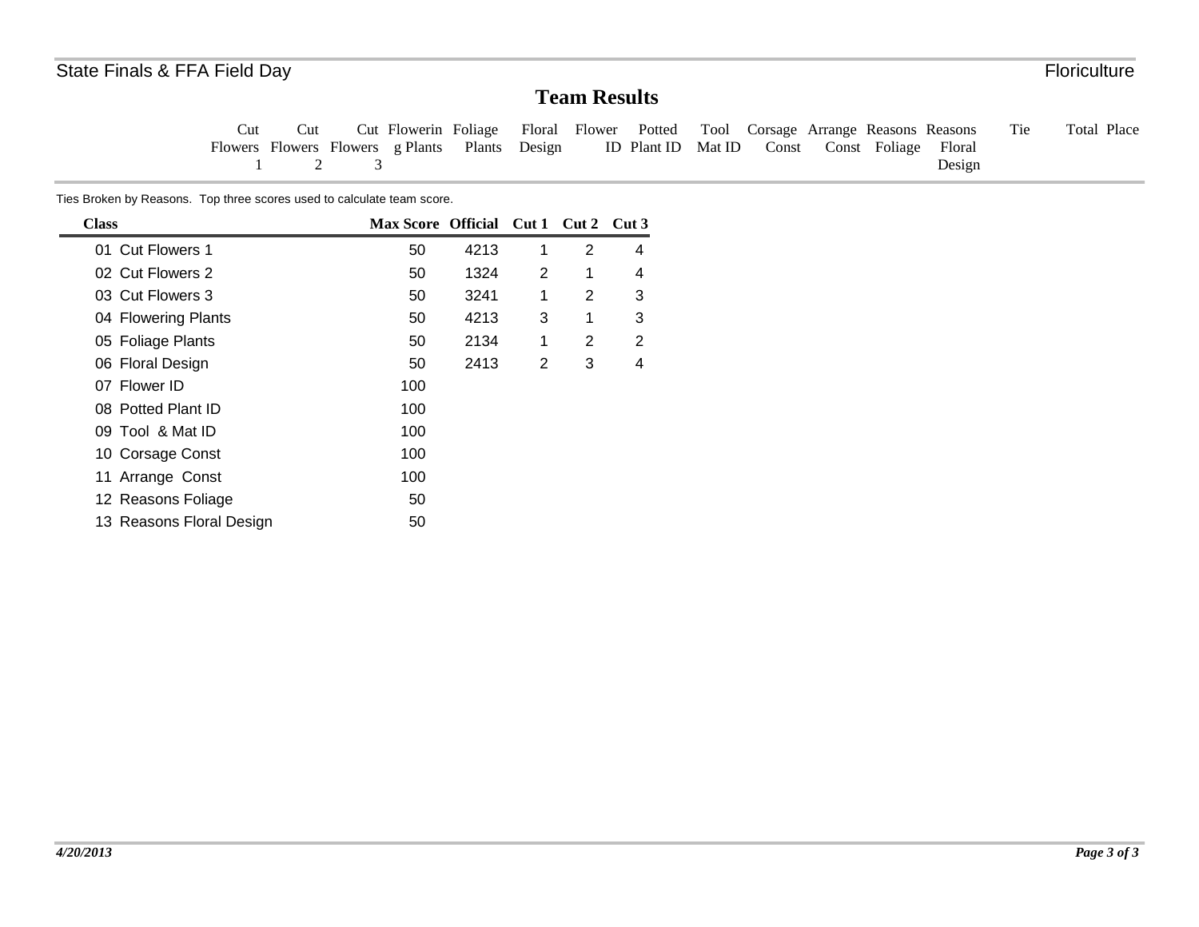State Finals & FFA Field Day — Floriculture

# Team Results

| | Cut Flowers 1 | Cut Flowers 2 | Cut Flowers 3 | Flowering Plants | Foliage Plants | Floral Design | Flower ID | Potted Plant ID | Tool Mat ID | Corsage Const | Arrange Const | Reasons Foliage | Reasons Floral Design | Tie | Total | Place |
|---|---|---|---|---|---|---|---|---|---|---|---|---|---|---|---|---|

Ties Broken by Reasons. Top three scores used to calculate team score.

| Class | Max Score | Official | Cut 1 | Cut 2 | Cut 3 |
|---|---|---|---|---|---|
| 01 Cut Flowers 1 | 50 | 4213 | 1 | 2 | 4 |
| 02 Cut Flowers 2 | 50 | 1324 | 2 | 1 | 4 |
| 03 Cut Flowers 3 | 50 | 3241 | 1 | 2 | 3 |
| 04 Flowering Plants | 50 | 4213 | 3 | 1 | 3 |
| 05 Foliage Plants | 50 | 2134 | 1 | 2 | 2 |
| 06 Floral Design | 50 | 2413 | 2 | 3 | 4 |
| 07 Flower ID | 100 | | | | |
| 08 Potted Plant ID | 100 | | | | |
| 09 Tool & Mat ID | 100 | | | | |
| 10 Corsage Const | 100 | | | | |
| 11 Arrange Const | 100 | | | | |
| 12 Reasons Foliage | 50 | | | | |
| 13 Reasons Floral Design | 50 | | | | |

*4/20/2013*